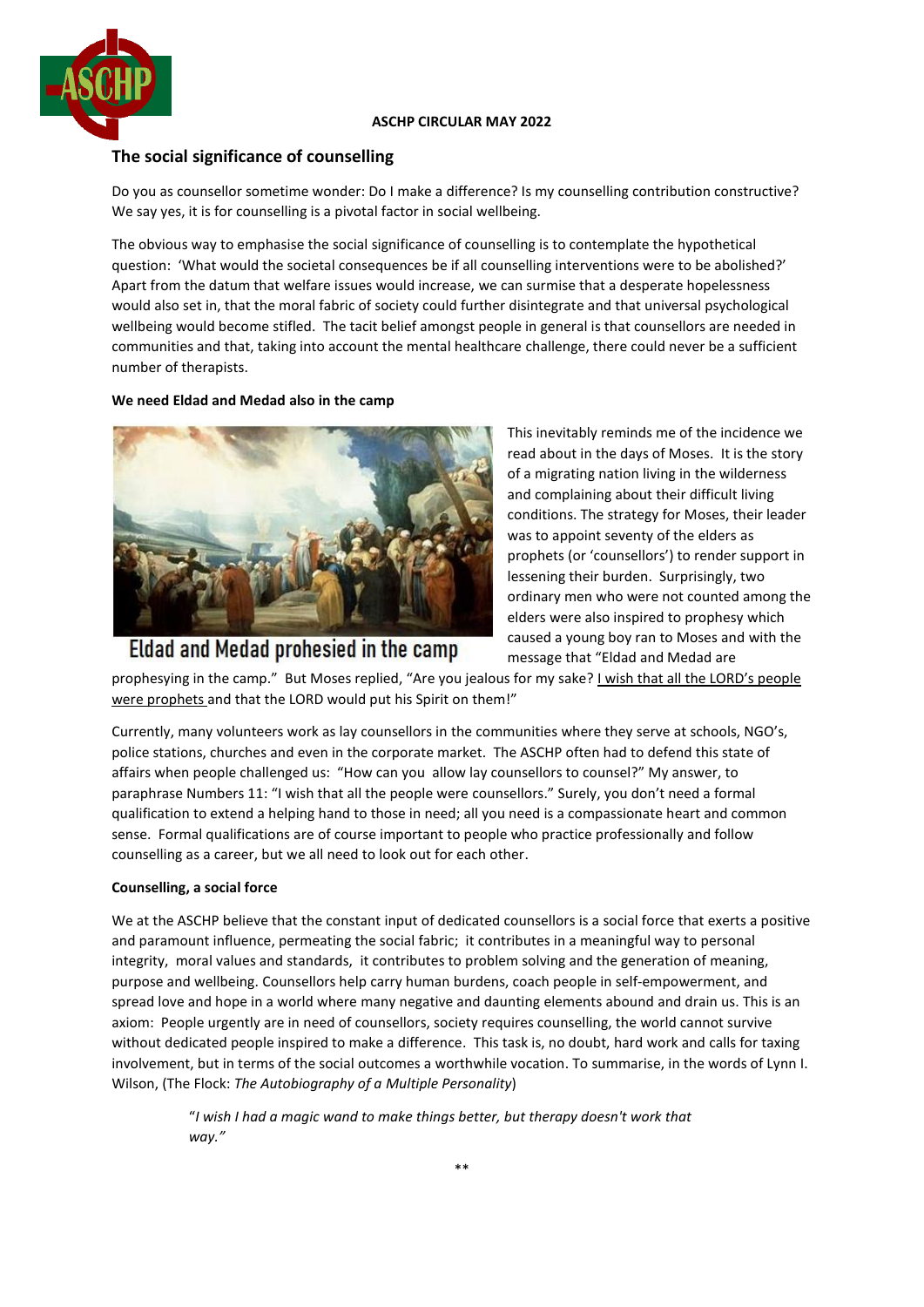**ASCHP CIRCULAR MAY 2022**

## The social significance of counselling

Do you as counsellor sometime wonder: Do I make a difference? Is my counselling contribution constructive? We say yes, it is for counselling is a pivotal factor in social wellbeing.

The obvious way to emphasise the social significance of counselling is to contemplate the hypothetical question: 'What would the societal consequences be if all counselling interventions were to be abolished?' Apart from the datum that welfare issues would increase, we can surmise that a desperate hopelessness would also set in, that the moral fabric of society could further disintegrate and that universal psychological wellbeing would become stifled. The tacit belief amongst people in general is that counsellors are needed in communities and that, taking into account the mental healthcare challenge, there could never be a sufficient number of therapists.

### We need Eldad and Medad also in the camp

Eldad and Medad prohesied in the camp

This inevitably reminds me of the incidence we read about in the days of Moses. It is the story of a migrating nation living in the wilderness and complaining about their difficult living conditions. The strategy for Moses, their leader was to appoint seventy of the elders as prophets (or 'counsellors') to render support in lessening their burden. Surprisingly, two ordinary men who were not counted among the elders were also inspired to prophesy which caused a young boy ran to Moses and with the message that "Eldad and Medad are prophesying in the camp." But Moses replied, "Are you jealous for my sake? I wish that all the LORD's people were prophets and that the LORD would put his Spirit on them!"

Currently, many volunteers work as lay counsellors in the communities where they serve at schools, NGO's, police stations, churches and even in the corporate market. The ASCHP often had to defend this state of affairs when people challenged us: "How can you allow lay counsellors to counsel?" My answer, to paraphrase Numbers 11: "I wish that all the people were counsellors." Surely, you don't need a formal qualification to extend a helping hand to those in need; all you need is a compassionate heart and common sense. Formal qualifications are of course important to people who practice professionally and follow counselling as a career, but we all need to look out for each other.

### Counselling, a social force

We at the ASCHP believe that the constant input of dedicated counsellors is a social force that exerts a positive and paramount influence, permeating the social fabric; it contributes in a meaningful way to personal integrity, moral values and standards, it contributes to problem solving and the generation of meaning, purpose and wellbeing. Counsellors help carry human burdens, coach people in self-empowerment, and spread love and hope in a world where many negative and daunting elements abound and drain us. This is an axiom: People urgently are in need of counsellors, society requires counselling, the world cannot survive without dedicated people inspired to make a difference. This task is, no doubt, hard work and calls for taxing involvement, but in terms of the social outcomes a worthwhile vocation. To summarise, in the words of Lynn I. Wilson, (The Flock: *The Autobiography of a Multiple Personality*)

> "*I wish I had a magic wand to make things better, but therapy doesn't work that way."*

**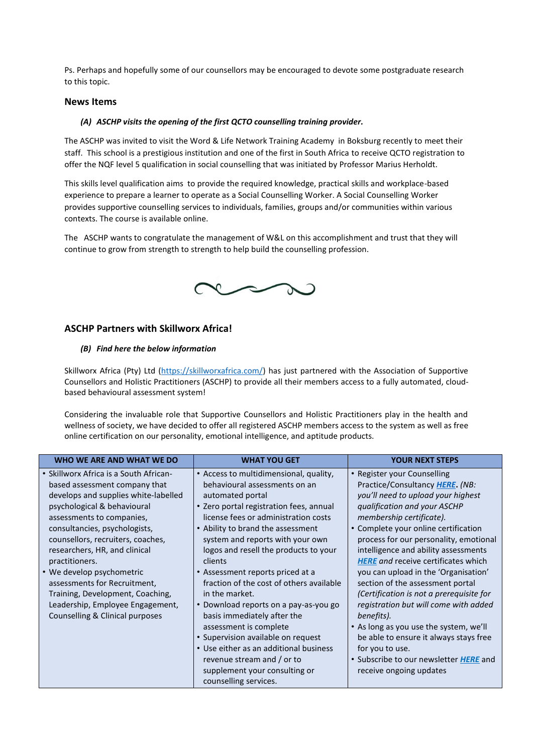Ps. Perhaps and hopefully some of our counsellors may be encouraged to devote some postgraduate research to this topic.

### News Items

***(A) ASCHP visits the opening of the first QCTO counselling training provider.***

The ASCHP was invited to visit the Word & Life Network Training Academy in Boksburg recently to meet their staff. This school is a prestigious institution and one of the first in South Africa to receive QCTO registration to offer the NQF level 5 qualification in social counselling that was initiated by Professor Marius Herholdt.

This skills level qualification aims to provide the required knowledge, practical skills and workplace-based experience to prepare a learner to operate as a Social Counselling Worker. A Social Counselling Worker provides supportive counselling services to individuals, families, groups and/or communities within various contexts. The course is available online.

The ASCHP wants to congratulate the management of W&L on this accomplishment and trust that they will continue to grow from strength to strength to help build the counselling profession.

### ASCHP Partners with Skillworx Africa!

***(B) Find here the below information***

Skillworx Africa (Pty) Ltd (https://skillworxafrica.com/) has just partnered with the Association of Supportive Counsellors and Holistic Practitioners (ASCHP) to provide all their members access to a fully automated, cloud-based behavioural assessment system!

Considering the invaluable role that Supportive Counsellors and Holistic Practitioners play in the health and wellness of society, we have decided to offer all registered ASCHP members access to the system as well as free online certification on our personality, emotional intelligence, and aptitude products.

| WHO WE ARE AND WHAT WE DO | WHAT YOU GET | YOUR NEXT STEPS |
|---|---|---|
| • Skillworx Africa is a South African-based assessment company that develops and supplies white-labelled psychological & behavioural assessments to companies, consultancies, psychologists, counsellors, recruiters, coaches, researchers, HR, and clinical practitioners.<br>• We develop psychometric assessments for Recruitment, Training, Development, Coaching, Leadership, Employee Engagement, Counselling & Clinical purposes | • Access to multidimensional, quality, behavioural assessments on an automated portal<br>• Zero portal registration fees, annual license fees or administration costs<br>• Ability to brand the assessment system and reports with your own logos and resell the products to your clients<br>• Assessment reports priced at a fraction of the cost of others available in the market.<br>• Download reports on a pay-as-you go basis immediately after the assessment is complete<br>• Supervision available on request<br>• Use either as an additional business revenue stream and / or to supplement your consulting or counselling services. | • Register your Counselling Practice/Consultancy ***HERE***. *(NB: you'll need to upload your highest qualification and your ASCHP membership certificate).*<br>• Complete your online certification process for our personality, emotional intelligence and ability assessments ***HERE*** and receive certificates which you can upload in the 'Organisation' section of the assessment portal *(Certification is not a prerequisite for registration but will come with added benefits).*<br>• As long as you use the system, we'll be able to ensure it always stays free for you to use.<br>• Subscribe to our newsletter ***HERE*** and receive ongoing updates |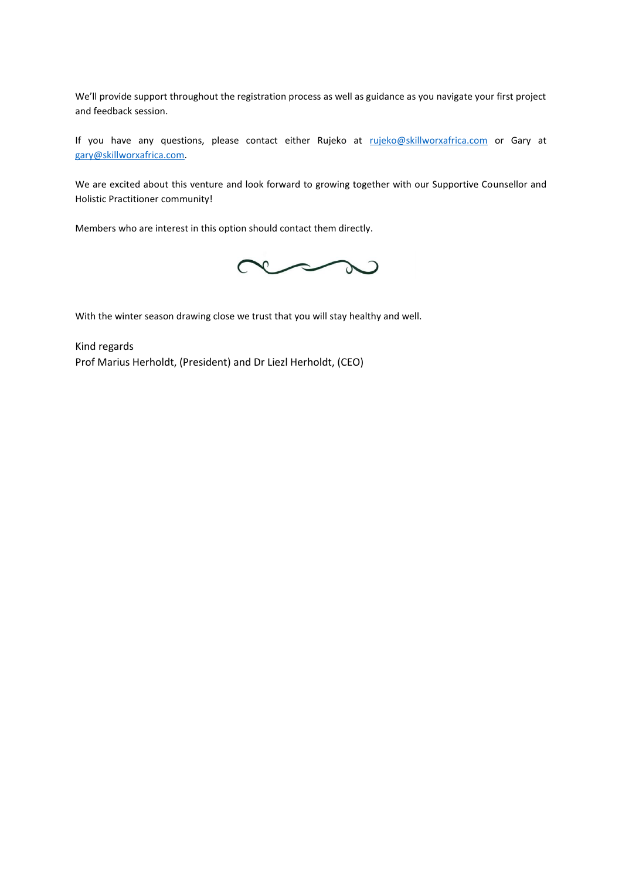We'll provide support throughout the registration process as well as guidance as you navigate your first project and feedback session.

If you have any questions, please contact either Rujeko at rujeko@skillworxafrica.com or Gary at gary@skillworxafrica.com.

We are excited about this venture and look forward to growing together with our Supportive Counsellor and Holistic Practitioner community!

Members who are interest in this option should contact them directly.

With the winter season drawing close we trust that you will stay healthy and well.

Kind regards
Prof Marius Herholdt, (President) and Dr Liezl Herholdt, (CEO)